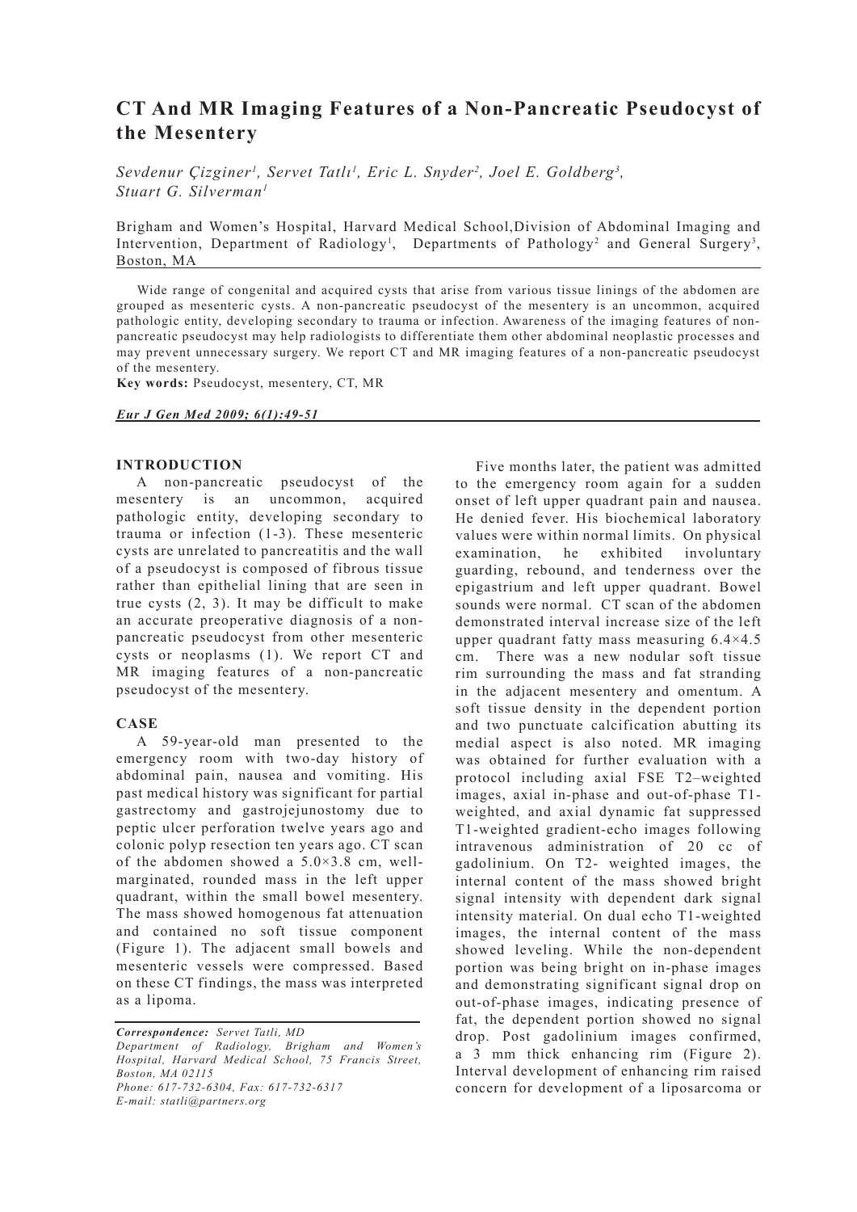# CT And MR Imaging Features of a Non-Pancreatic Pseudocyst of the Mesentery

*Sevdenur Çizginer[1], Servet Tatlı[1], Eric L. Snyder[2], Joel E. Goldberg[3], Stuart G. Silverman[1]*

Brigham and Women's Hospital, Harvard Medical School,Division of Abdominal Imaging and Intervention, Department of Radiology[1], Departments of Pathology[2] and General Surgery[3], Boston, MA

Wide range of congenital and acquired cysts that arise from various tissue linings of the abdomen are grouped as mesenteric cysts. A non-pancreatic pseudocyst of the mesentery is an uncommon, acquired pathologic entity, developing secondary to trauma or infection. Awareness of the imaging features of non-pancreatic pseudocyst may help radiologists to differentiate them other abdominal neoplastic processes and may prevent unnecessary surgery. We report CT and MR imaging features of a non-pancreatic pseudocyst of the mesentery.

**Key words:** Pseudocyst, mesentery, CT, MR

*Eur J Gen Med 2009; 6(1):49-51*

## INTRODUCTION

A non-pancreatic pseudocyst of the mesentery is an uncommon, acquired pathologic entity, developing secondary to trauma or infection (1-3). These mesenteric cysts are unrelated to pancreatitis and the wall of a pseudocyst is composed of fibrous tissue rather than epithelial lining that are seen in true cysts (2, 3). It may be difficult to make an accurate preoperative diagnosis of a non-pancreatic pseudocyst from other mesenteric cysts or neoplasms (1). We report CT and MR imaging features of a non-pancreatic pseudocyst of the mesentery.

## CASE

A 59-year-old man presented to the emergency room with two-day history of abdominal pain, nausea and vomiting. His past medical history was significant for partial gastrectomy and gastrojejunostomy due to peptic ulcer perforation twelve years ago and colonic polyp resection ten years ago. CT scan of the abdomen showed a 5.0×3.8 cm, well-marginated, rounded mass in the left upper quadrant, within the small bowel mesentery. The mass showed homogenous fat attenuation and contained no soft tissue component (Figure 1). The adjacent small bowels and mesenteric vessels were compressed. Based on these CT findings, the mass was interpreted as a lipoma.

Five months later, the patient was admitted to the emergency room again for a sudden onset of left upper quadrant pain and nausea. He denied fever. His biochemical laboratory values were within normal limits. On physical examination, he exhibited involuntary guarding, rebound, and tenderness over the epigastrium and left upper quadrant. Bowel sounds were normal. CT scan of the abdomen demonstrated interval increase size of the left upper quadrant fatty mass measuring 6.4×4.5 cm. There was a new nodular soft tissue rim surrounding the mass and fat stranding in the adjacent mesentery and omentum. A soft tissue density in the dependent portion and two punctuate calcification abutting its medial aspect is also noted. MR imaging was obtained for further evaluation with a protocol including axial FSE T2–weighted images, axial in-phase and out-of-phase T1-weighted, and axial dynamic fat suppressed T1-weighted gradient-echo images following intravenous administration of 20 cc of gadolinium. On T2- weighted images, the internal content of the mass showed bright signal intensity with dependent dark signal intensity material. On dual echo T1-weighted images, the internal content of the mass showed leveling. While the non-dependent portion was being bright on in-phase images and demonstrating significant signal drop on out-of-phase images, indicating presence of fat, the dependent portion showed no signal drop. Post gadolinium images confirmed, a 3 mm thick enhancing rim (Figure 2). Interval development of enhancing rim raised concern for development of a liposarcoma or

*Correspondence: Servet Tatli, MD*
*Department of Radiology, Brigham and Women's Hospital, Harvard Medical School, 75 Francis Street, Boston, MA 02115*
*Phone: 617-732-6304, Fax: 617-732-6317*
*E-mail: statli@partners.org*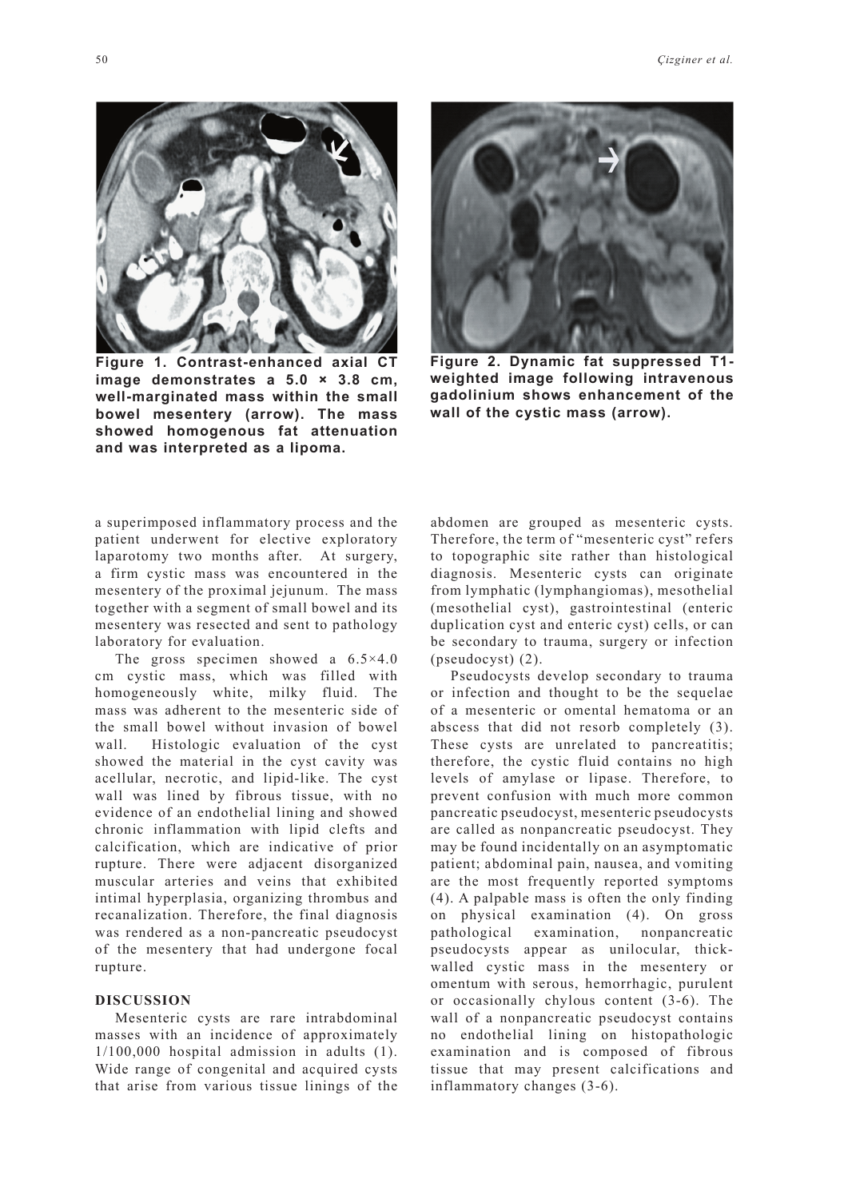**Figure 1. Contrast-enhanced axial CT image demonstrates a 5.0 × 3.8 cm, well-marginated mass within the small bowel mesentery (arrow). The mass showed homogenous fat attenuation and was interpreted as a lipoma.**

**Figure 2. Dynamic fat suppressed T1-weighted image following intravenous gadolinium shows enhancement of the wall of the cystic mass (arrow).**

a superimposed inflammatory process and the patient underwent for elective exploratory laparotomy two months after. At surgery, a firm cystic mass was encountered in the mesentery of the proximal jejunum. The mass together with a segment of small bowel and its mesentery was resected and sent to pathology laboratory for evaluation.

The gross specimen showed a 6.5×4.0 cm cystic mass, which was filled with homogeneously white, milky fluid. The mass was adherent to the mesenteric side of the small bowel without invasion of bowel wall. Histologic evaluation of the cyst showed the material in the cyst cavity was acellular, necrotic, and lipid-like. The cyst wall was lined by fibrous tissue, with no evidence of an endothelial lining and showed chronic inflammation with lipid clefts and calcification, which are indicative of prior rupture. There were adjacent disorganized muscular arteries and veins that exhibited intimal hyperplasia, organizing thrombus and recanalization. Therefore, the final diagnosis was rendered as a non-pancreatic pseudocyst of the mesentery that had undergone focal rupture.

## DISCUSSION

Mesenteric cysts are rare intrabdominal masses with an incidence of approximately 1/100,000 hospital admission in adults (1). Wide range of congenital and acquired cysts that arise from various tissue linings of the abdomen are grouped as mesenteric cysts. Therefore, the term of "mesenteric cyst" refers to topographic site rather than histological diagnosis. Mesenteric cysts can originate from lymphatic (lymphangiomas), mesothelial (mesothelial cyst), gastrointestinal (enteric duplication cyst and enteric cyst) cells, or can be secondary to trauma, surgery or infection (pseudocyst) (2).

Pseudocysts develop secondary to trauma or infection and thought to be the sequelae of a mesenteric or omental hematoma or an abscess that did not resorb completely (3). These cysts are unrelated to pancreatitis; therefore, the cystic fluid contains no high levels of amylase or lipase. Therefore, to prevent confusion with much more common pancreatic pseudocyst, mesenteric pseudocysts are called as nonpancreatic pseudocyst. They may be found incidentally on an asymptomatic patient; abdominal pain, nausea, and vomiting are the most frequently reported symptoms (4). A palpable mass is often the only finding on physical examination (4). On gross pathological examination, nonpancreatic pseudocysts appear as unilocular, thick-walled cystic mass in the mesentery or omentum with serous, hemorrhagic, purulent or occasionally chylous content (3-6). The wall of a nonpancreatic pseudocyst contains no endothelial lining on histopathologic examination and is composed of fibrous tissue that may present calcifications and inflammatory changes (3-6).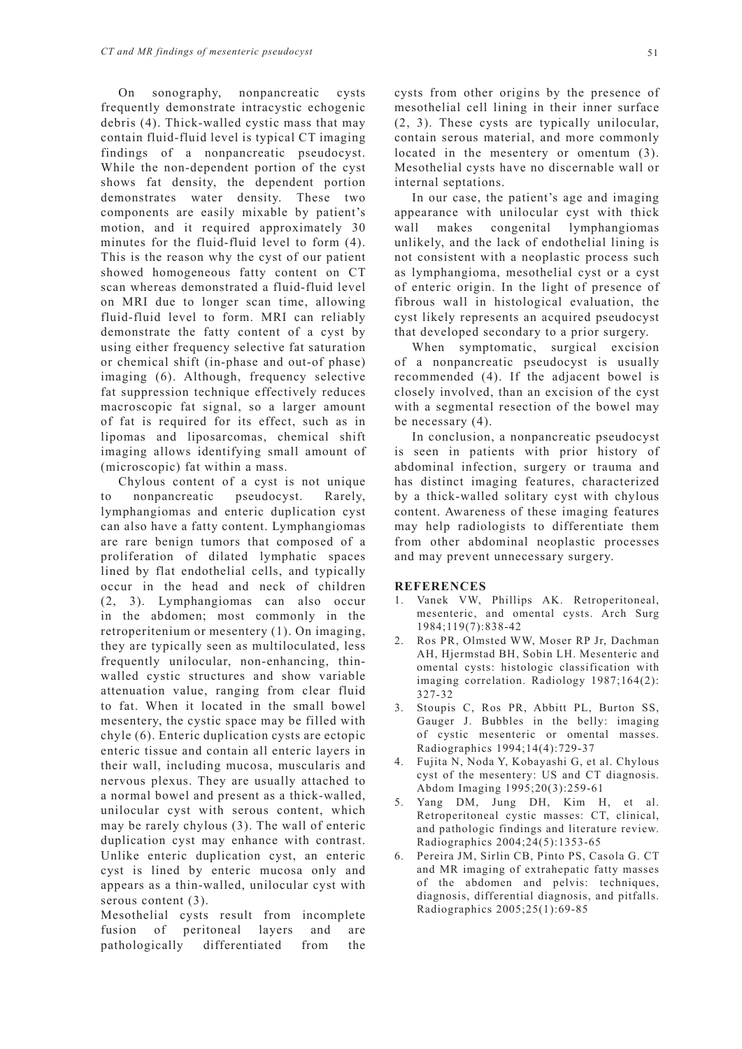On sonography, nonpancreatic cysts frequently demonstrate intracystic echogenic debris (4). Thick-walled cystic mass that may contain fluid-fluid level is typical CT imaging findings of a nonpancreatic pseudocyst. While the non-dependent portion of the cyst shows fat density, the dependent portion demonstrates water density. These two components are easily mixable by patient's motion, and it required approximately 30 minutes for the fluid-fluid level to form (4). This is the reason why the cyst of our patient showed homogeneous fatty content on CT scan whereas demonstrated a fluid-fluid level on MRI due to longer scan time, allowing fluid-fluid level to form. MRI can reliably demonstrate the fatty content of a cyst by using either frequency selective fat saturation or chemical shift (in-phase and out-of phase) imaging (6). Although, frequency selective fat suppression technique effectively reduces macroscopic fat signal, so a larger amount of fat is required for its effect, such as in lipomas and liposarcomas, chemical shift imaging allows identifying small amount of (microscopic) fat within a mass.

Chylous content of a cyst is not unique to nonpancreatic pseudocyst. Rarely, lymphangiomas and enteric duplication cyst can also have a fatty content. Lymphangiomas are rare benign tumors that composed of a proliferation of dilated lymphatic spaces lined by flat endothelial cells, and typically occur in the head and neck of children (2, 3). Lymphangiomas can also occur in the abdomen; most commonly in the retroperitenium or mesentery (1). On imaging, they are typically seen as multiloculated, less frequently unilocular, non-enhancing, thin-walled cystic structures and show variable attenuation value, ranging from clear fluid to fat. When it located in the small bowel mesentery, the cystic space may be filled with chyle (6). Enteric duplication cysts are ectopic enteric tissue and contain all enteric layers in their wall, including mucosa, muscularis and nervous plexus. They are usually attached to a normal bowel and present as a thick-walled, unilocular cyst with serous content, which may be rarely chylous (3). The wall of enteric duplication cyst may enhance with contrast. Unlike enteric duplication cyst, an enteric cyst is lined by enteric mucosa only and appears as a thin-walled, unilocular cyst with serous content (3).

Mesothelial cysts result from incomplete fusion of peritoneal layers and are pathologically differentiated from the cysts from other origins by the presence of mesothelial cell lining in their inner surface (2, 3). These cysts are typically unilocular, contain serous material, and more commonly located in the mesentery or omentum (3). Mesothelial cysts have no discernable wall or internal septations.

In our case, the patient's age and imaging appearance with unilocular cyst with thick wall makes congenital lymphangiomas unlikely, and the lack of endothelial lining is not consistent with a neoplastic process such as lymphangioma, mesothelial cyst or a cyst of enteric origin. In the light of presence of fibrous wall in histological evaluation, the cyst likely represents an acquired pseudocyst that developed secondary to a prior surgery.

When symptomatic, surgical excision of a nonpancreatic pseudocyst is usually recommended (4). If the adjacent bowel is closely involved, than an excision of the cyst with a segmental resection of the bowel may be necessary (4).

In conclusion, a nonpancreatic pseudocyst is seen in patients with prior history of abdominal infection, surgery or trauma and has distinct imaging features, characterized by a thick-walled solitary cyst with chylous content. Awareness of these imaging features may help radiologists to differentiate them from other abdominal neoplastic processes and may prevent unnecessary surgery.

## REFERENCES

1. Vanek VW, Phillips AK. Retroperitoneal, mesenteric, and omental cysts. Arch Surg 1984;119(7):838-42
2. Ros PR, Olmsted WW, Moser RP Jr, Dachman AH, Hjermstad BH, Sobin LH. Mesenteric and omental cysts: histologic classification with imaging correlation. Radiology 1987;164(2): 327-32
3. Stoupis C, Ros PR, Abbitt PL, Burton SS, Gauger J. Bubbles in the belly: imaging of cystic mesenteric or omental masses. Radiographics 1994;14(4):729-37
4. Fujita N, Noda Y, Kobayashi G, et al. Chylous cyst of the mesentery: US and CT diagnosis. Abdom Imaging 1995;20(3):259-61
5. Yang DM, Jung DH, Kim H, et al. Retroperitoneal cystic masses: CT, clinical, and pathologic findings and literature review. Radiographics 2004;24(5):1353-65
6. Pereira JM, Sirlin CB, Pinto PS, Casola G. CT and MR imaging of extrahepatic fatty masses of the abdomen and pelvis: techniques, diagnosis, differential diagnosis, and pitfalls. Radiographics 2005;25(1):69-85